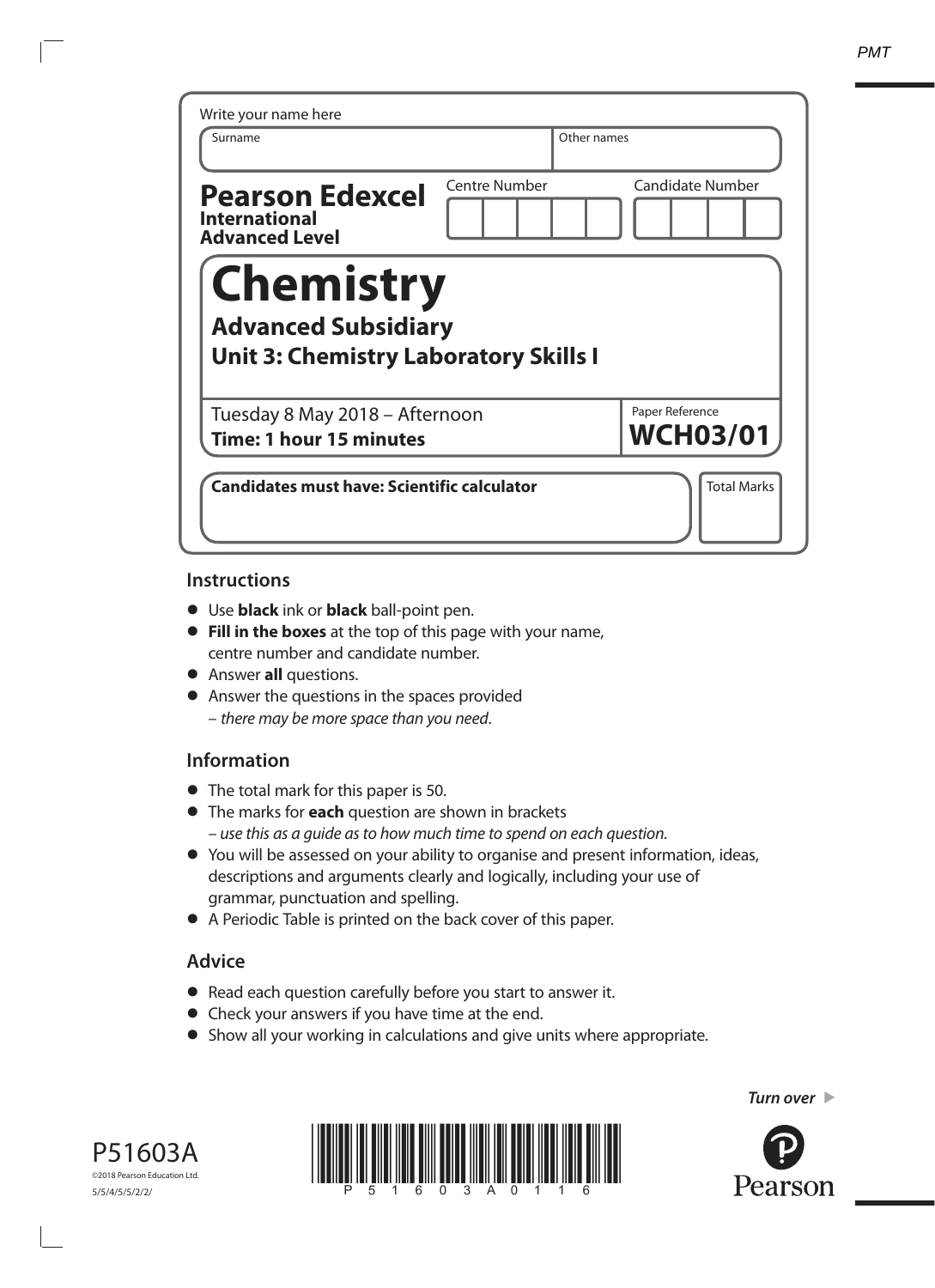Write your name here

| Surname | Other names |
|---|---|
| | |

**Pearson Edexcel**
**International Advanced Level**

| Centre Number | Candidate Number |
|---|---|
| | |

# Chemistry

## Advanced Subsidiary

## Unit 3: Chemistry Laboratory Skills I

Tuesday 8 May 2018 – Afternoon
**Time: 1 hour 15 minutes**

Paper Reference
**WCH03/01**

**Candidates must have: Scientific calculator**

Total Marks

### Instructions

- Use **black** ink or **black** ball-point pen.
- **Fill in the boxes** at the top of this page with your name, centre number and candidate number.
- Answer **all** questions.
- Answer the questions in the spaces provided
  – *there may be more space than you need*.

### Information

- The total mark for this paper is 50.
- The marks for **each** question are shown in brackets
  – *use this as a guide as to how much time to spend on each question.*
- You will be assessed on your ability to organise and present information, ideas, descriptions and arguments clearly and logically, including your use of grammar, punctuation and spelling.
- A Periodic Table is printed on the back cover of this paper.

### Advice

- Read each question carefully before you start to answer it.
- Check your answers if you have time at the end.
- Show all your working in calculations and give units where appropriate.

*Turn over* ▶

P51603A
©2018 Pearson Education Ltd.
5/5/4/5/5/2/2/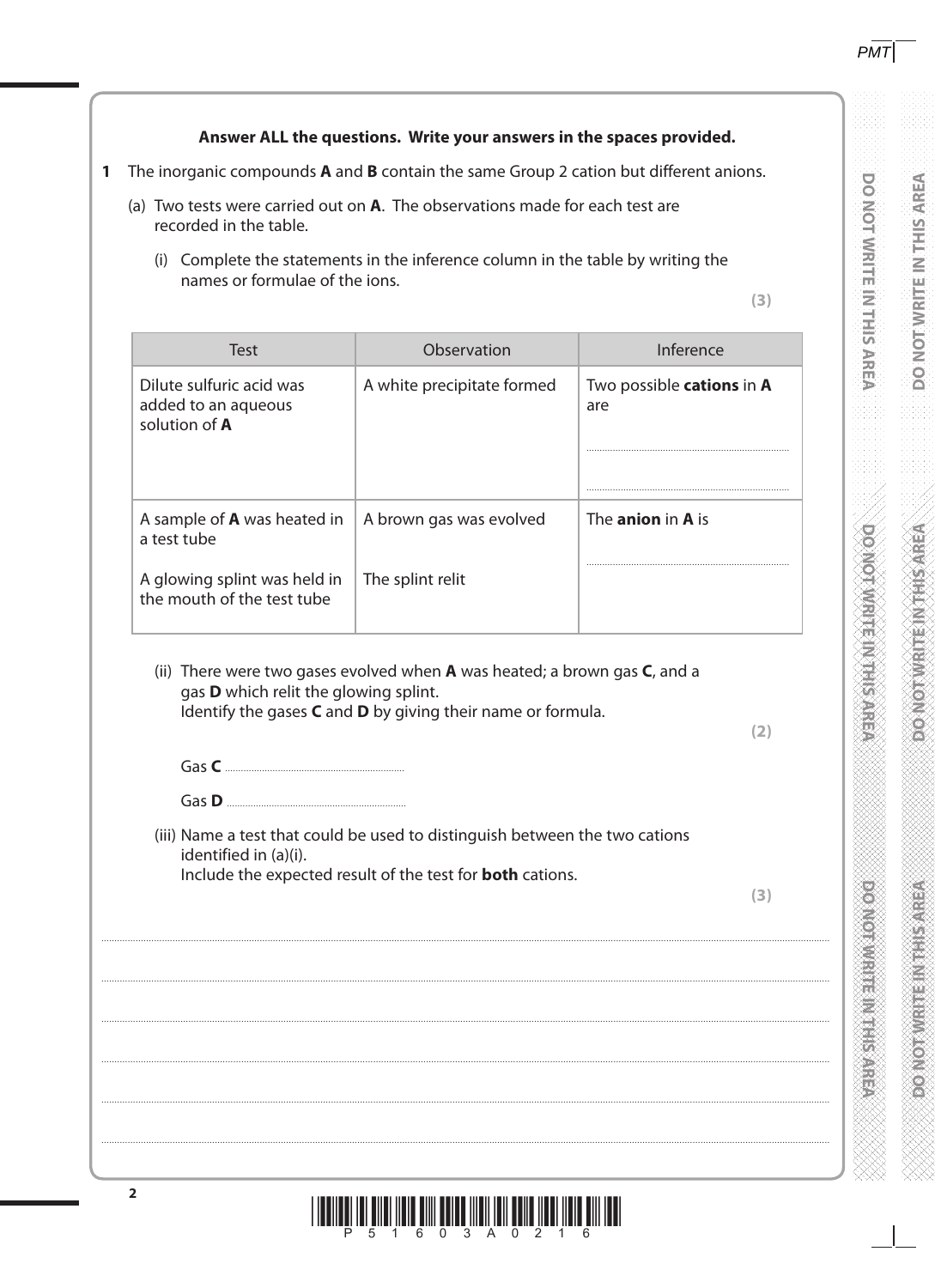**Answer ALL the questions. Write your answers in the spaces provided.**

**1** The inorganic compounds **A** and **B** contain the same Group 2 cation but different anions.

(a) Two tests were carried out on **A**. The observations made for each test are recorded in the table.

(i) Complete the statements in the inference column in the table by writing the names or formulae of the ions.

**(3)**

| Test | Observation | Inference |
|---|---|---|
| Dilute sulfuric acid was added to an aqueous solution of **A** | A white precipitate formed | Two possible **cations** in **A** are<br>..........<br>.......... |
| A sample of **A** was heated in a test tube<br><br>A glowing splint was held in the mouth of the test tube | A brown gas was evolved<br><br>The splint relit | The **anion** in **A** is<br>.......... |

(ii) There were two gases evolved when **A** was heated; a brown gas **C**, and a gas **D** which relit the glowing splint.
Identify the gases **C** and **D** by giving their name or formula.

**(2)**

Gas **C** ..........

Gas **D** ..........

(iii) Name a test that could be used to distinguish between the two cations identified in (a)(i).
Include the expected result of the test for **both** cations.

**(3)**

..........

..........

..........

..........

..........

..........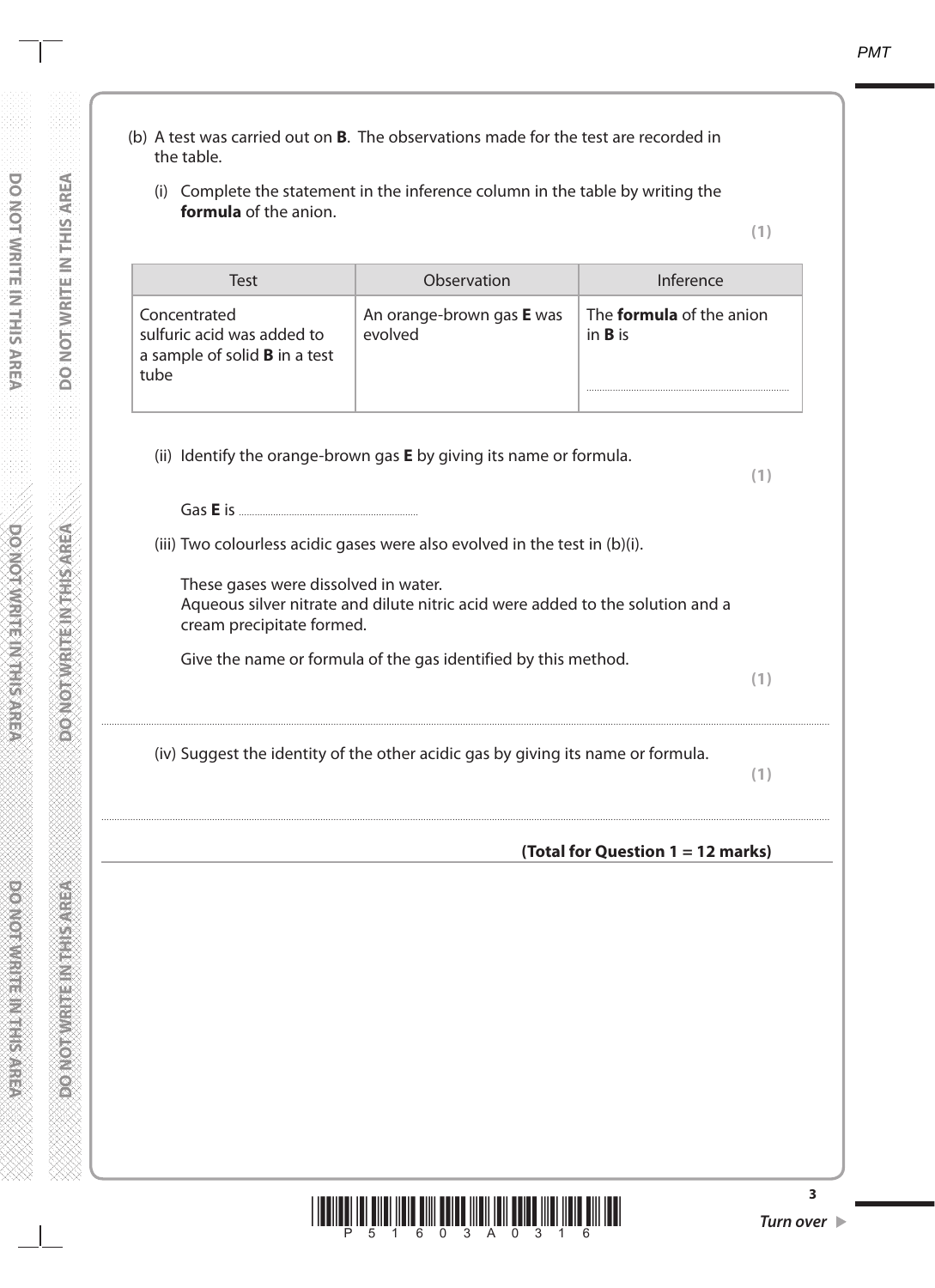(b) A test was carried out on **B**. The observations made for the test are recorded in the table.

(i) Complete the statement in the inference column in the table by writing the **formula** of the anion.

**(1)**

| Test | Observation | Inference |
|---|---|---|
| Concentrated sulfuric acid was added to a sample of solid **B** in a test tube | An orange-brown gas **E** was evolved | The **formula** of the anion in **B** is<br>.................................................... |

(ii) Identify the orange-brown gas **E** by giving its name or formula.

**(1)**

Gas **E** is ..................................................................

(iii) Two colourless acidic gases were also evolved in the test in (b)(i).

These gases were dissolved in water.
Aqueous silver nitrate and dilute nitric acid were added to the solution and a cream precipitate formed.

Give the name or formula of the gas identified by this method.

**(1)**

....................................................................................................................................................

(iv) Suggest the identity of the other acidic gas by giving its name or formula.

**(1)**

....................................................................................................................................................

**(Total for Question 1 = 12 marks)**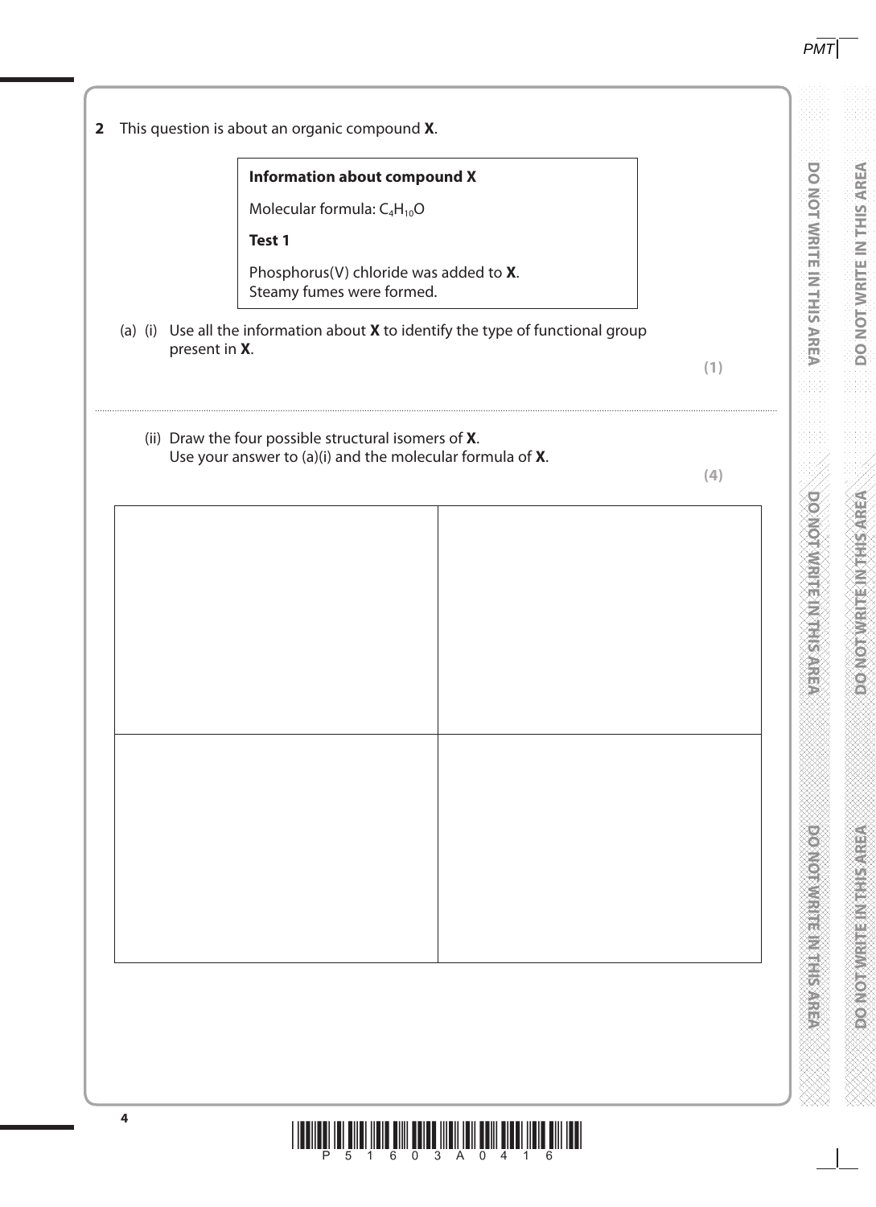**2** This question is about an organic compound **X**.

| **Information about compound X** |
|---|
| Molecular formula: $C_4H_{10}O$ |
| **Test 1** |
| Phosphorus(V) chloride was added to **X**. Steamy fumes were formed. |

(a) (i) Use all the information about **X** to identify the type of functional group present in **X**.

**(1)**

..................................................................................................................................................................................................

(ii) Draw the four possible structural isomers of **X**.
Use your answer to (a)(i) and the molecular formula of **X**.

**(4)**

| | |
|---|---|
| | |
| | |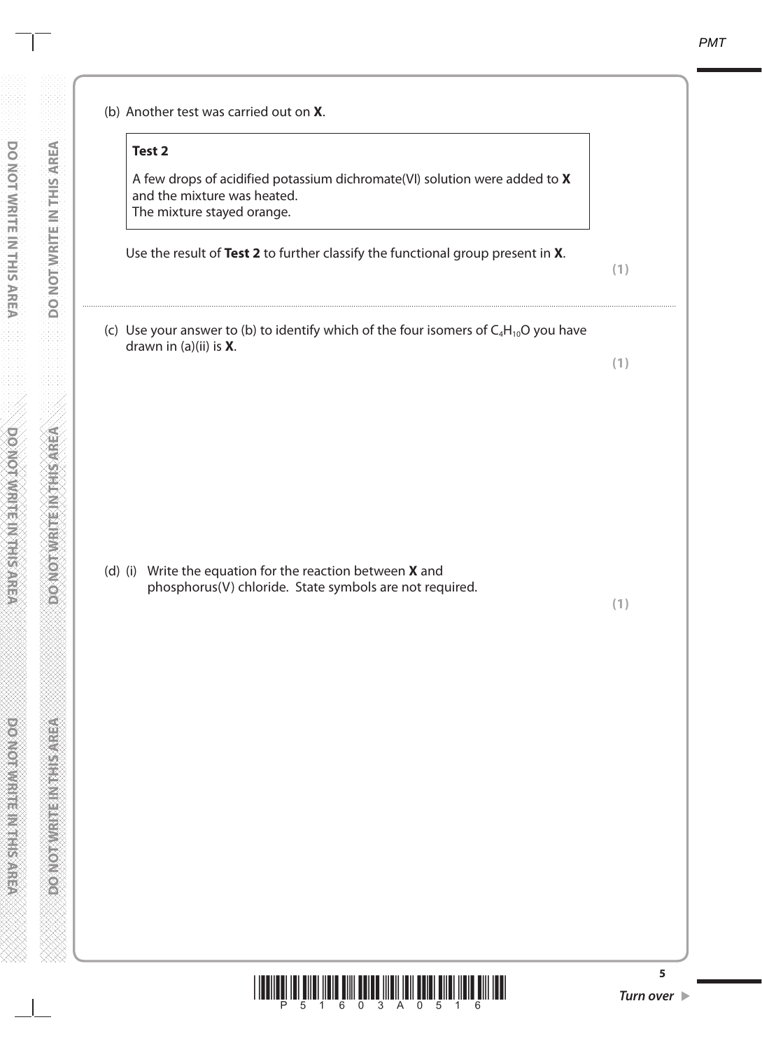(b) Another test was carried out on **X**.

> **Test 2**
>
> A few drops of acidified potassium dichromate(VI) solution were added to **X** and the mixture was heated.
> The mixture stayed orange.

Use the result of **Test 2** to further classify the functional group present in **X**.

**(1)**

(c) Use your answer to (b) to identify which of the four isomers of $C_4H_{10}O$ you have drawn in (a)(ii) is **X**.

**(1)**

(d) (i) Write the equation for the reaction between **X** and phosphorus(V) chloride. State symbols are not required.

**(1)**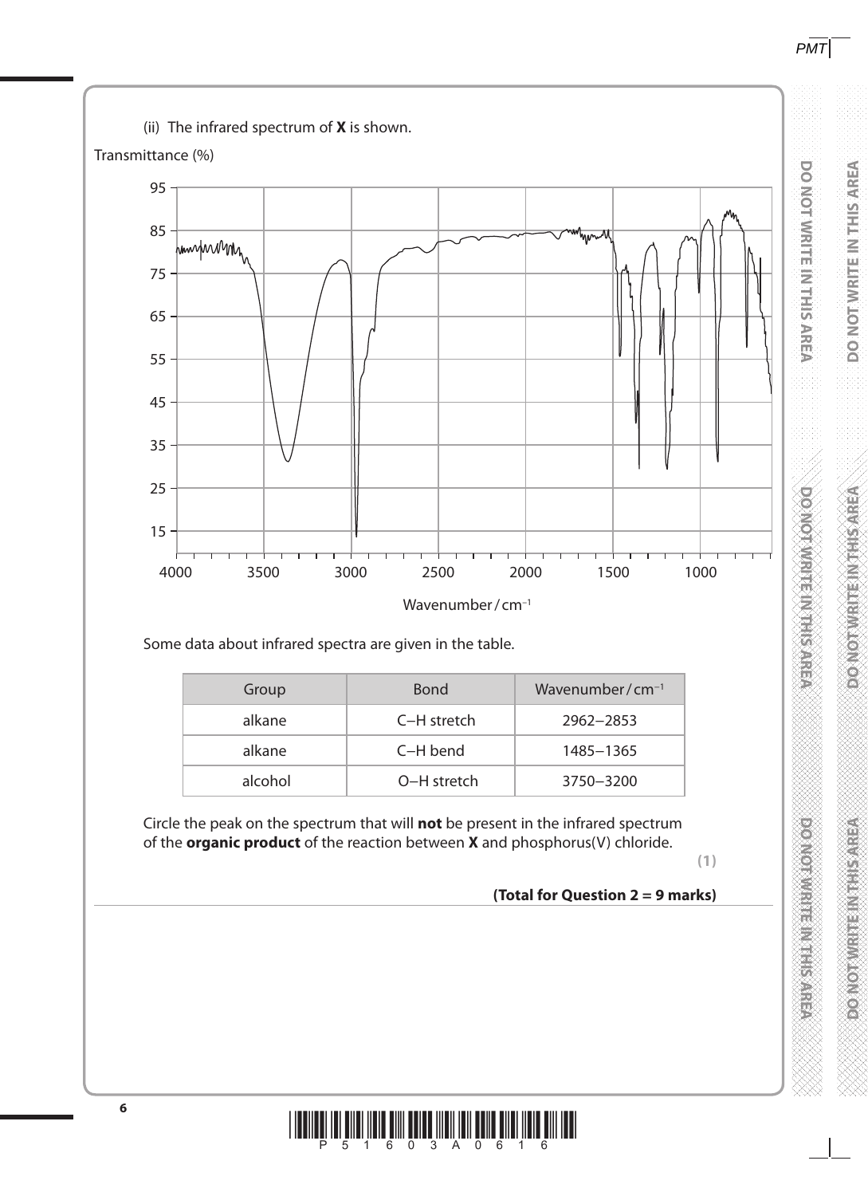(ii) The infrared spectrum of **X** is shown.

Transmittance (%)

Wavenumber / $cm^{-1}$

Some data about infrared spectra are given in the table.

| Group | Bond | Wavenumber / $cm^{-1}$ |
|---|---|---|
| alkane | C–H stretch | 2962–2853 |
| alkane | C–H bend | 1485–1365 |
| alcohol | O–H stretch | 3750–3200 |

Circle the peak on the spectrum that will **not** be present in the infrared spectrum of the **organic product** of the reaction between **X** and phosphorus(V) chloride.

**(1)**

**(Total for Question 2 = 9 marks)**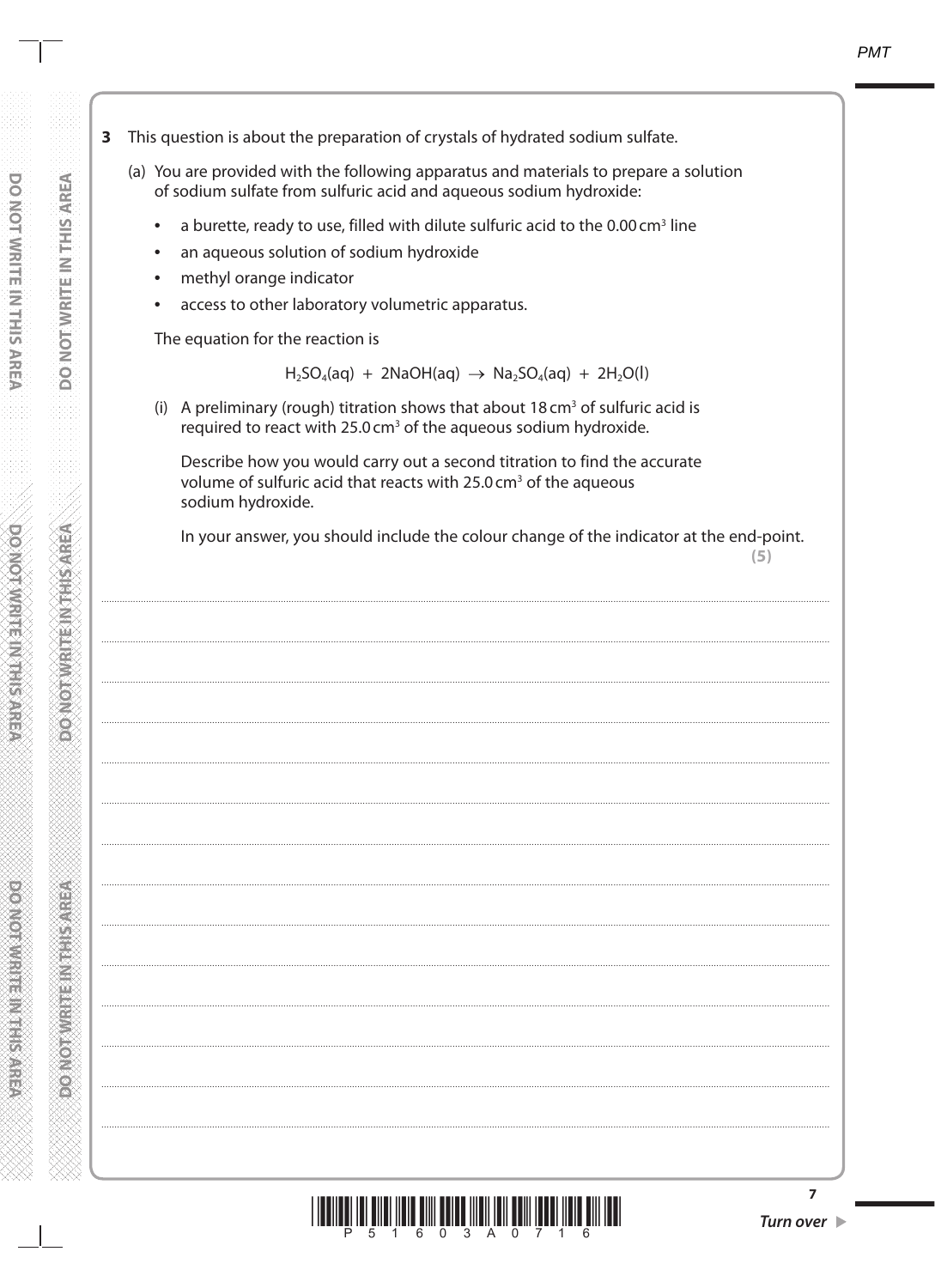**3** This question is about the preparation of crystals of hydrated sodium sulfate.

(a) You are provided with the following apparatus and materials to prepare a solution of sodium sulfate from sulfuric acid and aqueous sodium hydroxide:

- a burette, ready to use, filled with dilute sulfuric acid to the 0.00 $cm^3$ line
- an aqueous solution of sodium hydroxide
- methyl orange indicator
- access to other laboratory volumetric apparatus.

The equation for the reaction is

$$H_2SO_4(aq) + 2NaOH(aq) \rightarrow Na_2SO_4(aq) + 2H_2O(l)$$

(i) A preliminary (rough) titration shows that about 18 $cm^3$ of sulfuric acid is required to react with 25.0 $cm^3$ of the aqueous sodium hydroxide.

Describe how you would carry out a second titration to find the accurate volume of sulfuric acid that reacts with 25.0 $cm^3$ of the aqueous sodium hydroxide.

In your answer, you should include the colour change of the indicator at the end-point.

**(5)**

..............................................................................................................................................

..............................................................................................................................................

..............................................................................................................................................

..............................................................................................................................................

..............................................................................................................................................

..............................................................................................................................................

..............................................................................................................................................

..............................................................................................................................................

..............................................................................................................................................

..............................................................................................................................................

..............................................................................................................................................

..............................................................................................................................................

..............................................................................................................................................

..............................................................................................................................................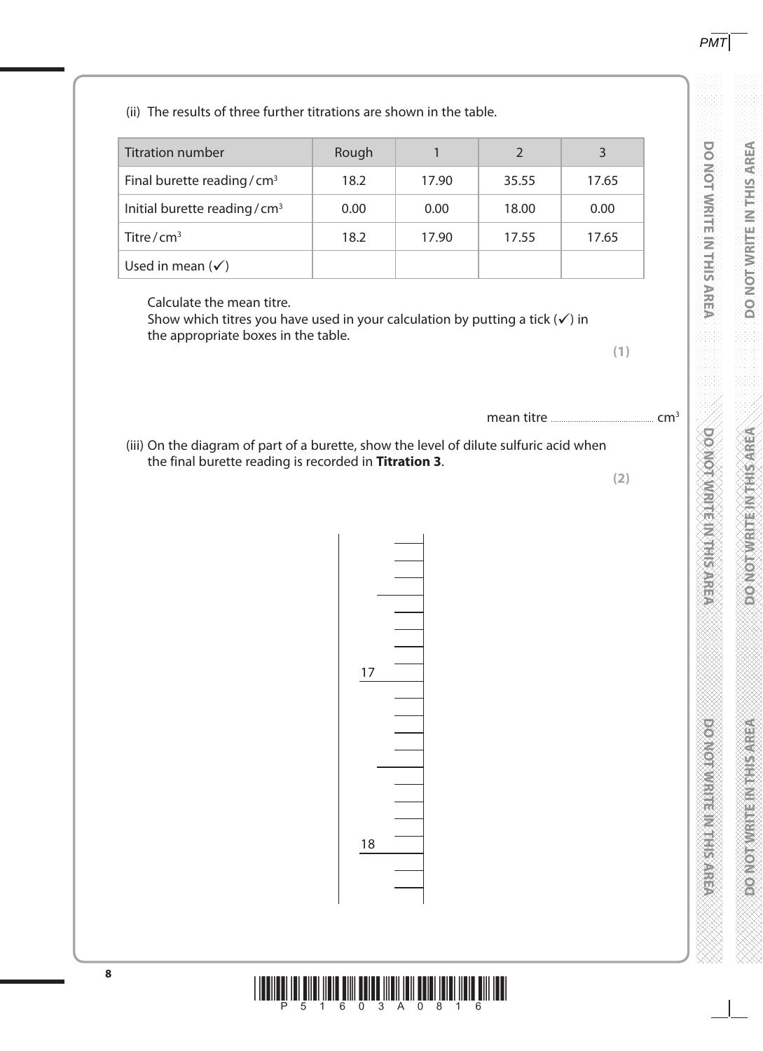(ii) The results of three further titrations are shown in the table.

| Titration number | Rough | 1 | 2 | 3 |
|---|---|---|---|---|
| Final burette reading / $cm^3$ | 18.2 | 17.90 | 35.55 | 17.65 |
| Initial burette reading / $cm^3$ | 0.00 | 0.00 | 18.00 | 0.00 |
| Titre / $cm^3$ | 18.2 | 17.90 | 17.55 | 17.65 |
| Used in mean (✓) | | | | |

Calculate the mean titre.
Show which titres you have used in your calculation by putting a tick (✓) in the appropriate boxes in the table.

**(1)**

mean titre .................................................. $cm^3$

(iii) On the diagram of part of a burette, show the level of dilute sulfuric acid when the final burette reading is recorded in **Titration 3**.

**(2)**

17

18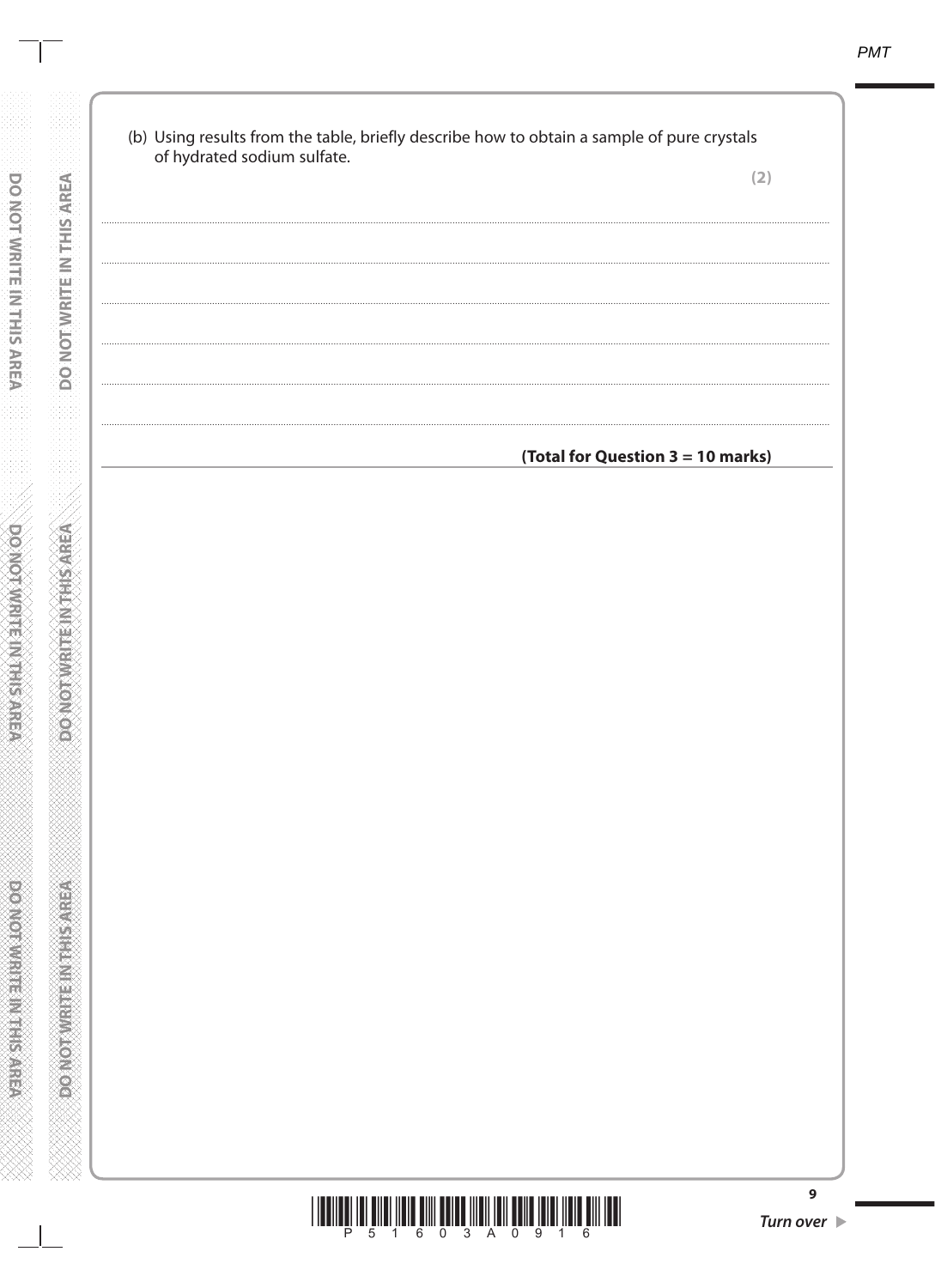(b) Using results from the table, briefly describe how to obtain a sample of pure crystals of hydrated sodium sulfate.

**(2)**

..................................................................................................................................................

..................................................................................................................................................

..................................................................................................................................................

..................................................................................................................................................

..................................................................................................................................................

..................................................................................................................................................

**(Total for Question 3 = 10 marks)**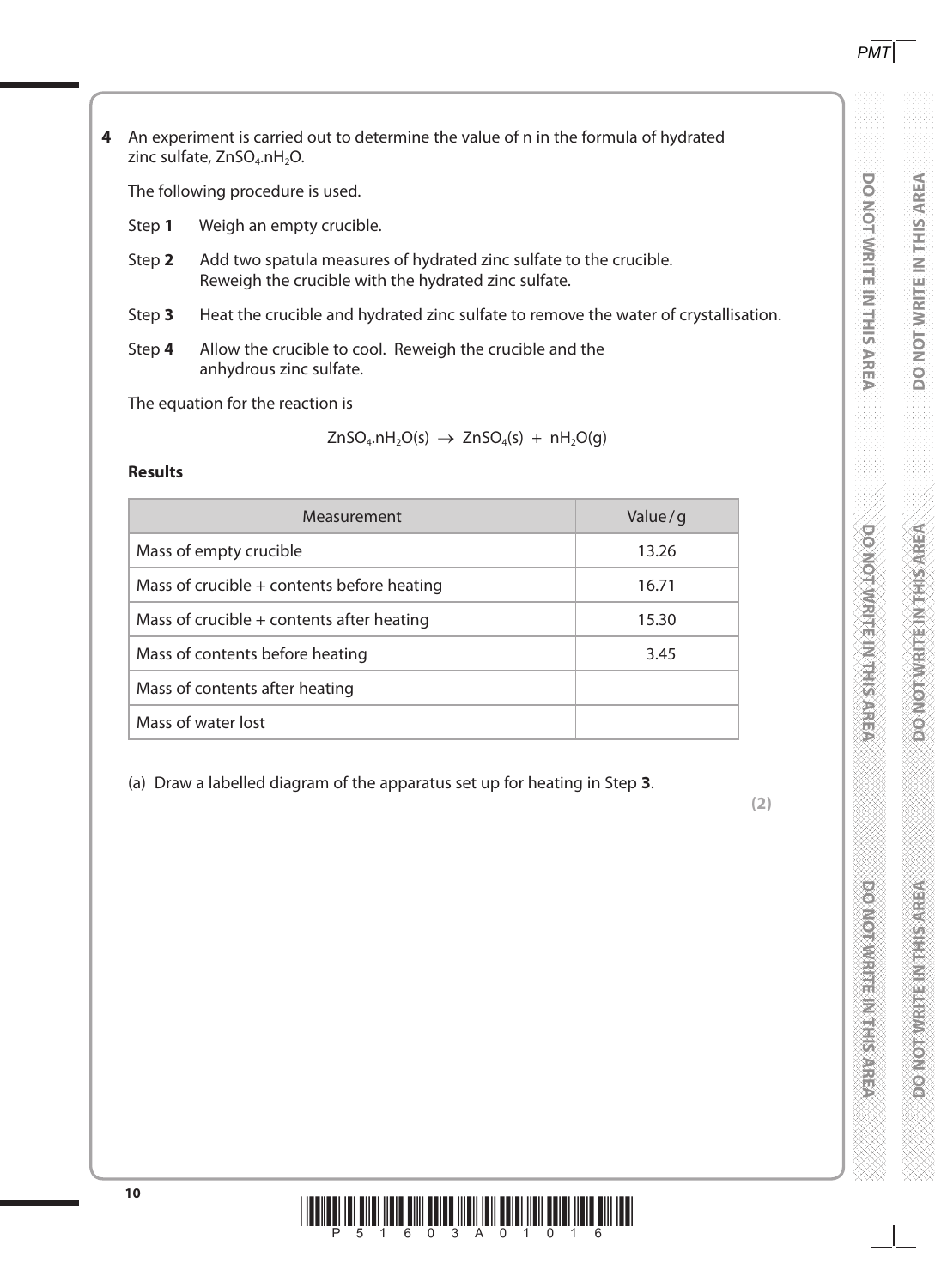**4** An experiment is carried out to determine the value of n in the formula of hydrated zinc sulfate, $ZnSO_4.nH_2O$.

The following procedure is used.

Step **1** Weigh an empty crucible.

Step **2** Add two spatula measures of hydrated zinc sulfate to the crucible. Reweigh the crucible with the hydrated zinc sulfate.

Step **3** Heat the crucible and hydrated zinc sulfate to remove the water of crystallisation.

Step **4** Allow the crucible to cool. Reweigh the crucible and the anhydrous zinc sulfate.

The equation for the reaction is

$$ZnSO_4.nH_2O(s) \rightarrow ZnSO_4(s) + nH_2O(g)$$

**Results**

| Measurement | Value / g |
|---|---|
| Mass of empty crucible | 13.26 |
| Mass of crucible + contents before heating | 16.71 |
| Mass of crucible + contents after heating | 15.30 |
| Mass of contents before heating | 3.45 |
| Mass of contents after heating | |
| Mass of water lost | |

(a) Draw a labelled diagram of the apparatus set up for heating in Step **3**.

**(2)**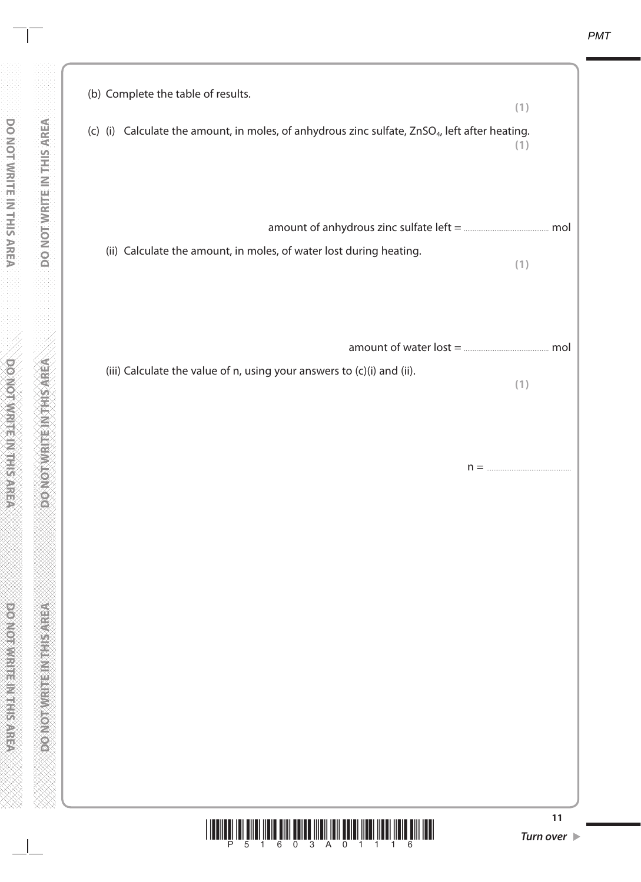(b) Complete the table of results.

**(1)**

(c) (i) Calculate the amount, in moles, of anhydrous zinc sulfate, $ZnSO_4$, left after heating.

**(1)**

amount of anhydrous zinc sulfate left = .............................................. mol

(ii) Calculate the amount, in moles, of water lost during heating.

**(1)**

amount of water lost = .............................................. mol

(iii) Calculate the value of n, using your answers to (c)(i) and (ii).

**(1)**

n = ..............................................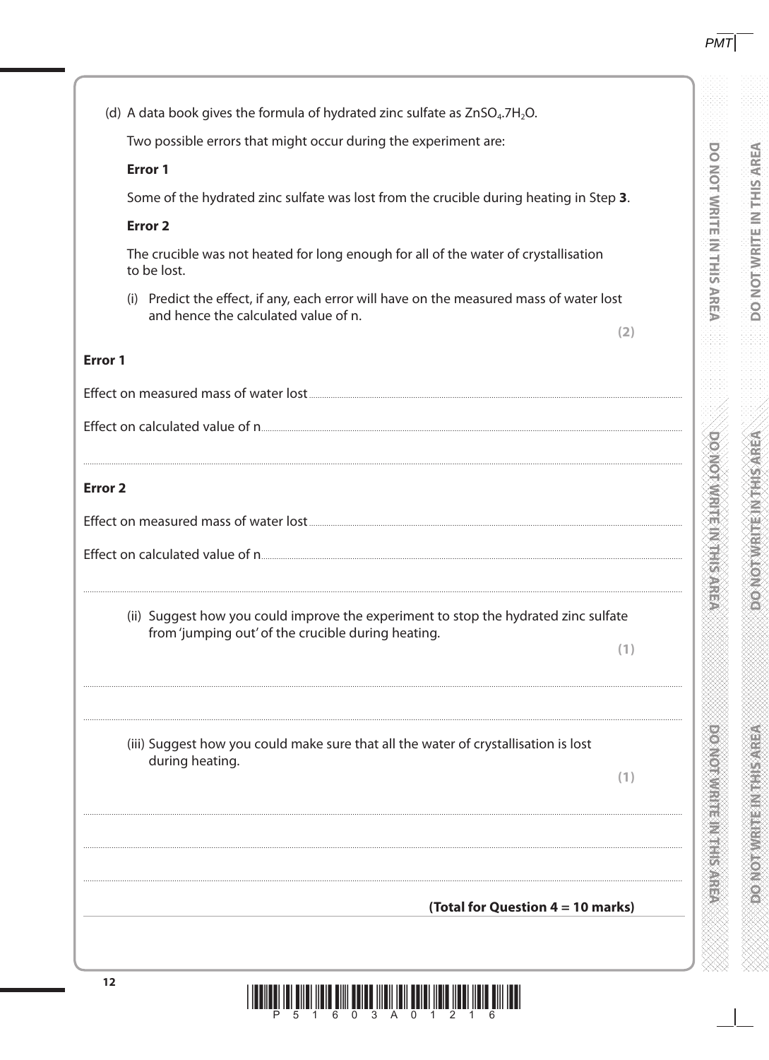(d) A data book gives the formula of hydrated zinc sulfate as $ZnSO_4.7H_2O$.

Two possible errors that might occur during the experiment are:

**Error 1**

Some of the hydrated zinc sulfate was lost from the crucible during heating in Step **3**.

**Error 2**

The crucible was not heated for long enough for all of the water of crystallisation to be lost.

(i) Predict the effect, if any, each error will have on the measured mass of water lost and hence the calculated value of n.

**(2)**

**Error 1**

Effect on measured mass of water lost ..........

Effect on calculated value of n ..........

..........

**Error 2**

Effect on measured mass of water lost ..........

Effect on calculated value of n ..........

..........

(ii) Suggest how you could improve the experiment to stop the hydrated zinc sulfate from 'jumping out' of the crucible during heating.

**(1)**

..........

..........

(iii) Suggest how you could make sure that all the water of crystallisation is lost during heating.

**(1)**

..........

..........

..........

**(Total for Question 4 = 10 marks)**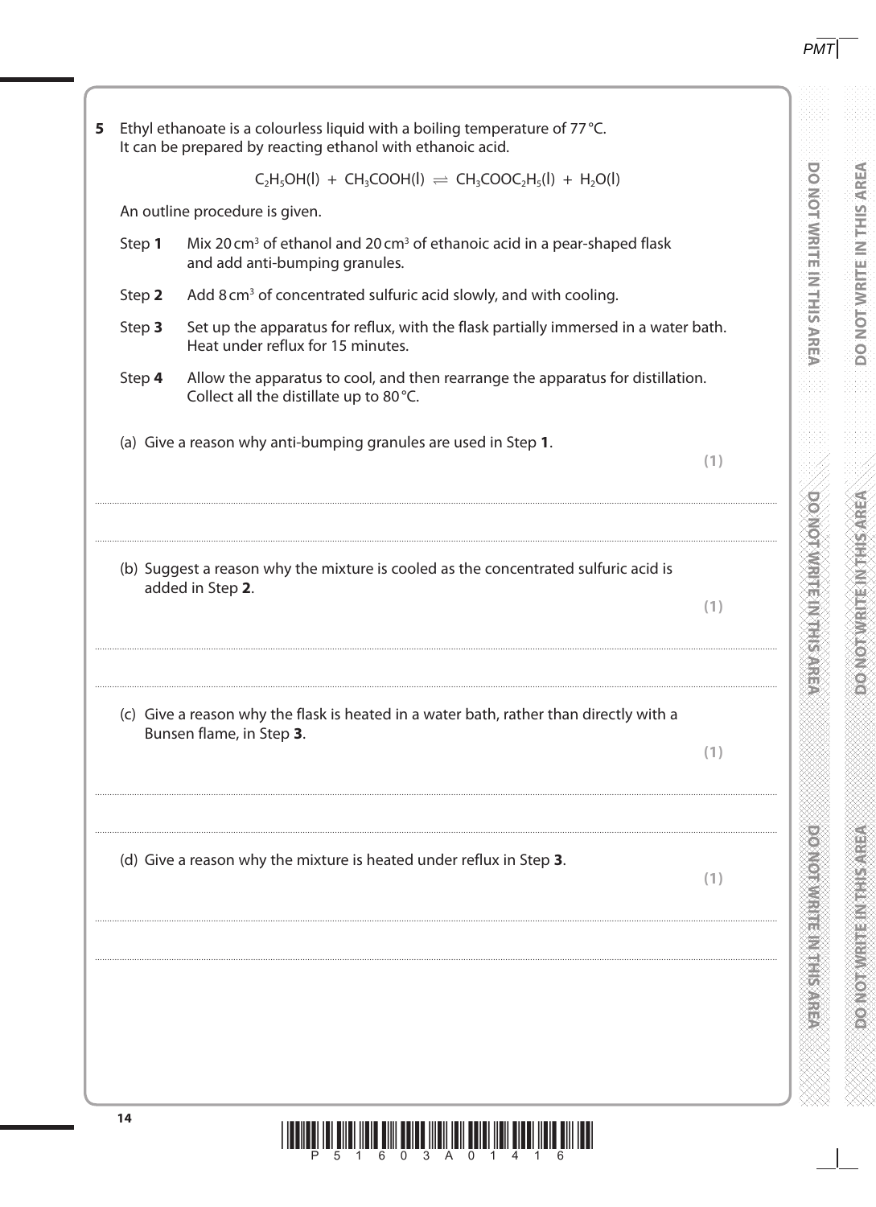**5** Ethyl ethanoate is a colourless liquid with a boiling temperature of 77 °C. It can be prepared by reacting ethanol with ethanoic acid.

$$C_2H_5OH(l) + CH_3COOH(l) \rightleftharpoons CH_3COOC_2H_5(l) + H_2O(l)$$

An outline procedure is given.

Step **1** Mix 20 $cm^3$ of ethanol and 20 $cm^3$ of ethanoic acid in a pear-shaped flask and add anti-bumping granules.

Step **2** Add 8 $cm^3$ of concentrated sulfuric acid slowly, and with cooling.

Step **3** Set up the apparatus for reflux, with the flask partially immersed in a water bath. Heat under reflux for 15 minutes.

Step **4** Allow the apparatus to cool, and then rearrange the apparatus for distillation. Collect all the distillate up to 80 °C.

(a) Give a reason why anti-bumping granules are used in Step **1**.
**(1)**

.......................................................................................................................................................................................................................

.......................................................................................................................................................................................................................

(b) Suggest a reason why the mixture is cooled as the concentrated sulfuric acid is added in Step **2**.
**(1)**

.......................................................................................................................................................................................................................

.......................................................................................................................................................................................................................

(c) Give a reason why the flask is heated in a water bath, rather than directly with a Bunsen flame, in Step **3**.
**(1)**

.......................................................................................................................................................................................................................

.......................................................................................................................................................................................................................

(d) Give a reason why the mixture is heated under reflux in Step **3**.
**(1)**

.......................................................................................................................................................................................................................

.......................................................................................................................................................................................................................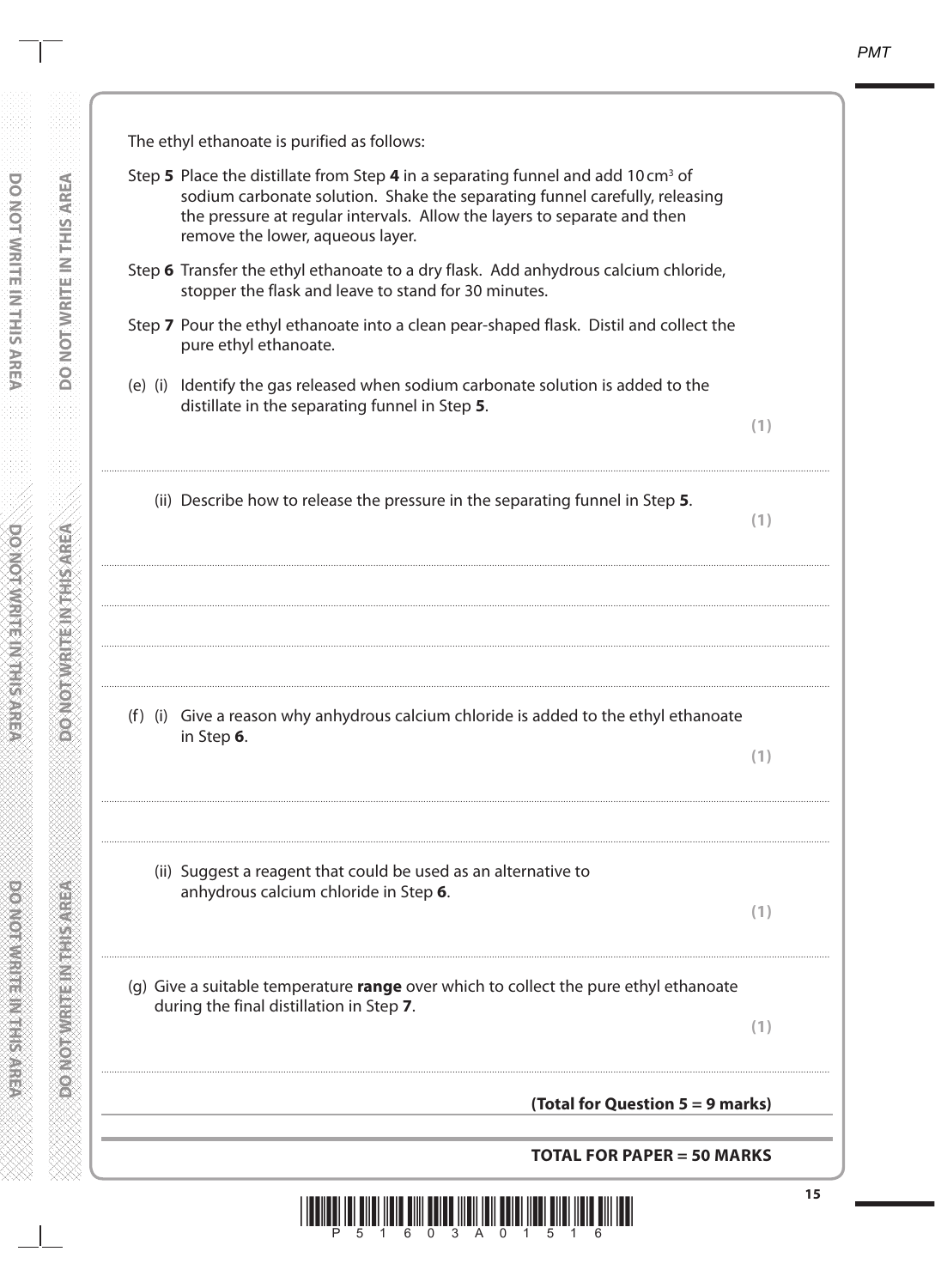The ethyl ethanoate is purified as follows:

Step **5** Place the distillate from Step **4** in a separating funnel and add 10 $cm^3$ of sodium carbonate solution. Shake the separating funnel carefully, releasing the pressure at regular intervals. Allow the layers to separate and then remove the lower, aqueous layer.

Step **6** Transfer the ethyl ethanoate to a dry flask. Add anhydrous calcium chloride, stopper the flask and leave to stand for 30 minutes.

Step **7** Pour the ethyl ethanoate into a clean pear-shaped flask. Distil and collect the pure ethyl ethanoate.

(e) (i) Identify the gas released when sodium carbonate solution is added to the distillate in the separating funnel in Step **5**.

**(1)**

.......................................................................................................................................................................................................................

(ii) Describe how to release the pressure in the separating funnel in Step **5**.

**(1)**

.......................................................................................................................................................................................................................

.......................................................................................................................................................................................................................

.......................................................................................................................................................................................................................

(f) (i) Give a reason why anhydrous calcium chloride is added to the ethyl ethanoate in Step **6**.

**(1)**

.......................................................................................................................................................................................................................

.......................................................................................................................................................................................................................

(ii) Suggest a reagent that could be used as an alternative to anhydrous calcium chloride in Step **6**.

**(1)**

.......................................................................................................................................................................................................................

(g) Give a suitable temperature **range** over which to collect the pure ethyl ethanoate during the final distillation in Step **7**.

**(1)**

.......................................................................................................................................................................................................................

**(Total for Question 5 = 9 marks)**

**TOTAL FOR PAPER = 50 MARKS**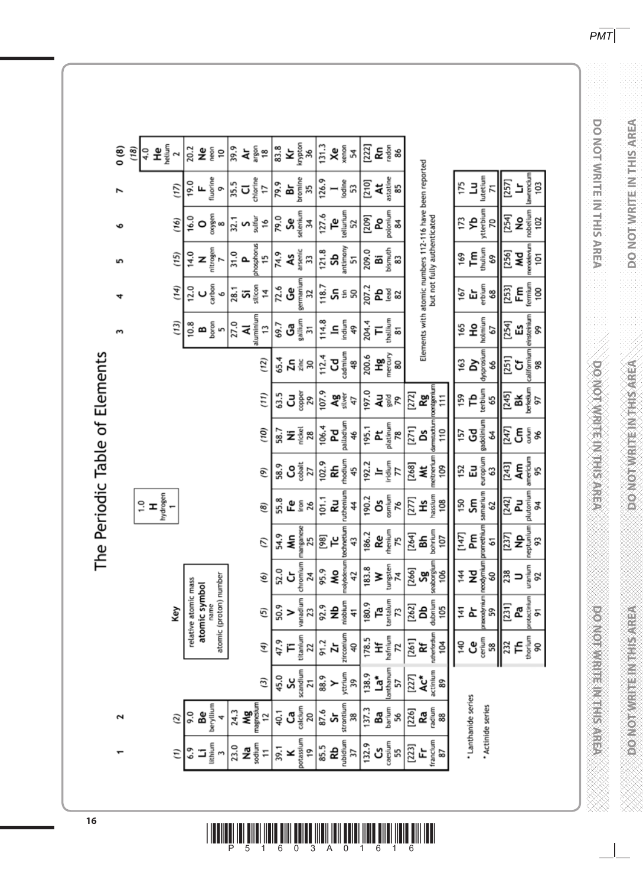# The Periodic Table of Elements

| 1 | 2 | | | | | | | | | | | 3 | 4 | 5 | 6 | 7 | 0 (8) |
|---|---|---|---|---|---|---|---|---|---|---|---|---|---|---|---|---|---|
| (1) | (2) | | | | | | | | | | | | | | | | (18) |
| | | | | | | | | 1.0 **H** hydrogen 1 | | | | | | | | | 4.0 **He** helium 2 |
| | | | | | | | | | | | | (13) | (14) | (15) | (16) | (17) | |
| 6.9 **Li** lithium 3 | 9.0 **Be** beryllium 4 | | | | | | | | | | | 10.8 **B** boron 5 | 12.0 **C** carbon 6 | 14.0 **N** nitrogen 7 | 16.0 **O** oxygen 8 | 19.0 **F** fluorine 9 | 20.2 **Ne** neon 10 |
| 23.0 **Na** sodium 11 | 24.3 **Mg** magnesium 12 | (3) | (4) | (5) | (6) | (7) | (8) | (9) | (10) | (11) | (12) | 27.0 **Al** aluminium 13 | 28.1 **Si** silicon 14 | 31.0 **P** phosphorus 15 | 32.1 **S** sulfur 16 | 35.5 **Cl** chlorine 17 | 39.9 **Ar** argon 18 |
| 39.1 **K** potassium 19 | 40.1 **Ca** calcium 20 | 45.0 **Sc** scandium 21 | 47.9 **Ti** titanium 22 | 50.9 **V** vanadium 23 | 52.0 **Cr** chromium 24 | 54.9 **Mn** manganese 25 | 55.8 **Fe** iron 26 | 58.9 **Co** cobalt 27 | 58.7 **Ni** nickel 28 | 63.5 **Cu** copper 29 | 65.4 **Zn** zinc 30 | 69.7 **Ga** gallium 31 | 72.6 **Ge** germanium 32 | 74.9 **As** arsenic 33 | 79.0 **Se** selenium 34 | 79.9 **Br** bromine 35 | 83.8 **Kr** krypton 36 |
| 85.5 **Rb** rubidium 37 | 87.6 **Sr** strontium 38 | 88.9 **Y** yttrium 39 | 91.2 **Zr** zirconium 40 | 92.9 **Nb** niobium 41 | 95.9 **Mo** molybdenum 42 | [98] **Tc** technetium 43 | 101.1 **Ru** ruthenium 44 | 102.9 **Rh** rhodium 45 | 106.4 **Pd** palladium 46 | 107.9 **Ag** silver 47 | 112.4 **Cd** cadmium 48 | 114.8 **In** indium 49 | 118.7 **Sn** tin 50 | 121.8 **Sb** antimony 51 | 127.6 **Te** tellurium 52 | 126.9 **I** iodine 53 | 131.3 **Xe** xenon 54 |
| 132.9 **Cs** caesium 55 | 137.3 **Ba** barium 56 | 138.9 **La*** lanthanum 57 | 178.5 **Hf** hafnium 72 | 180.9 **Ta** tantalum 73 | 183.8 **W** tungsten 74 | 186.2 **Re** rhenium 75 | 190.2 **Os** osmium 76 | 192.2 **Ir** iridium 77 | 195.1 **Pt** platinum 78 | 197.0 **Au** gold 79 | 200.6 **Hg** mercury 80 | 204.4 **Tl** thallium 81 | 207.2 **Pb** lead 82 | 209.0 **Bi** bismuth 83 | [209] **Po** polonium 84 | [210] **At** astatine 85 | [222] **Rn** radon 86 |
| [223] **Fr** francium 87 | [226] **Ra** radium 88 | [227] **Ac*** actinium 89 | [261] **Rf** rutherfordium 104 | [262] **Db** dubnium 105 | [266] **Sg** seaborgium 106 | [264] **Bh** bohrium 107 | [277] **Hs** hassium 108 | [268] **Mt** meitnerium 109 | [271] **Ds** darmstadtium 110 | [272] **Rg** roentgenium 111 | | | | | | | |

Elements with atomic numbers 112-116 have been reported but not fully authenticated

Key: relative atomic mass / **atomic symbol** / name / atomic (proton) number

| | | | | | | | | | | | | | | |
|---|---|---|---|---|---|---|---|---|---|---|---|---|---|---|
| * Lanthanide series | 140 **Ce** cerium 58 | 141 **Pr** praseodymium 59 | 144 **Nd** neodymium 60 | [147] **Pm** promethium 61 | 150 **Sm** samarium 62 | 152 **Eu** europium 63 | 157 **Gd** gadolinium 64 | 159 **Tb** terbium 65 | 163 **Dy** dysprosium 66 | 165 **Ho** holmium 67 | 167 **Er** erbium 68 | 169 **Tm** thulium 69 | 173 **Yb** ytterbium 70 | 175 **Lu** lutetium 71 |
| * Actinide series | 232 **Th** thorium 90 | [231] **Pa** protactinium 91 | 238 **U** uranium 92 | [237] **Np** neptunium 93 | [242] **Pu** plutonium 94 | [243] **Am** americium 95 | [247] **Cm** curium 96 | [245] **Bk** berkelium 97 | [251] **Cf** californium 98 | [254] **Es** einsteinium 99 | [253] **Fm** fermium 100 | [256] **Md** mendelevium 101 | [254] **No** nobelium 102 | [257] **Lr** lawrencium 103 |